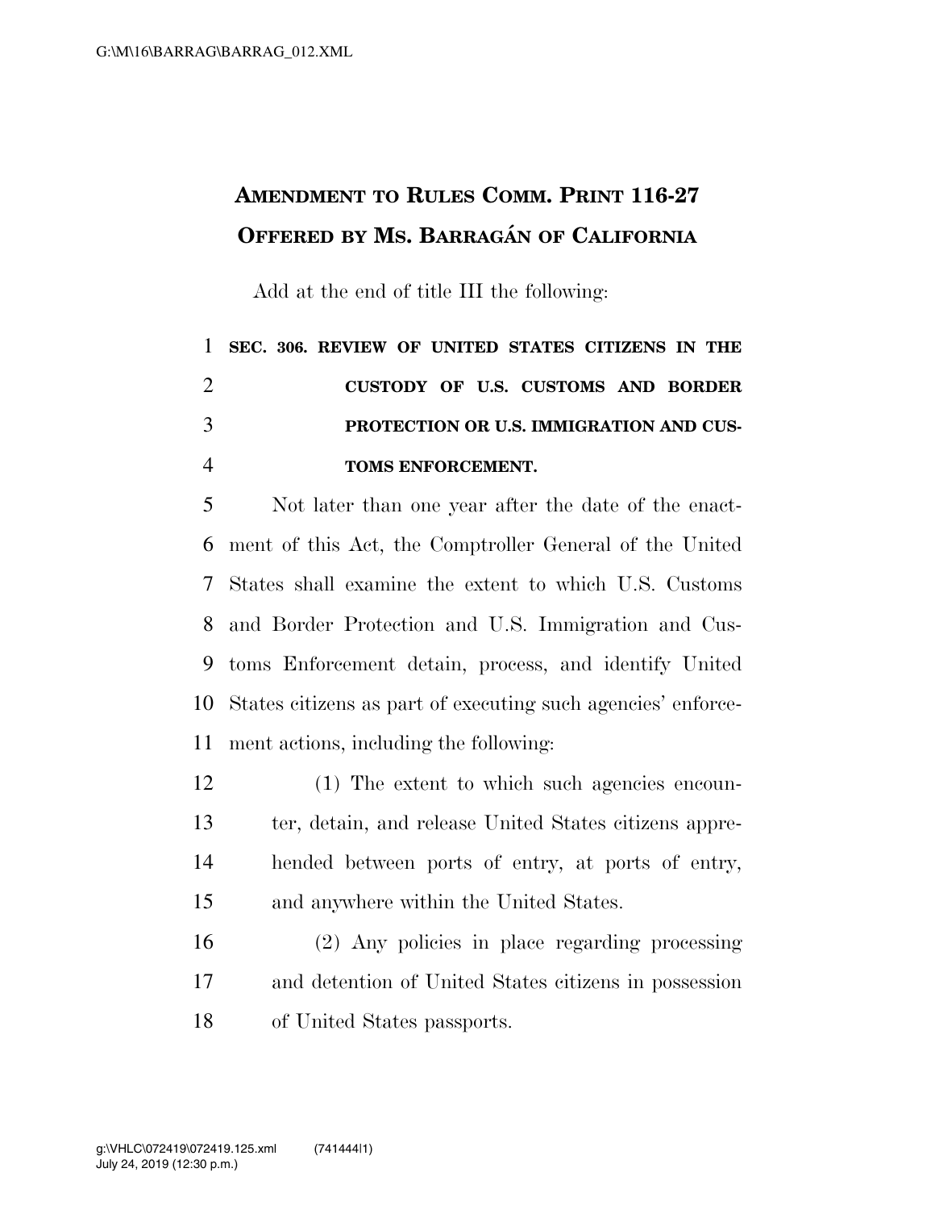## AMENDMENT TO RULES COMM. PRINT 116-27
## OFFERED BY MS. BARRAGÁN OF CALIFORNIA

Add at the end of title III the following:

**SEC. 306. REVIEW OF UNITED STATES CITIZENS IN THE CUSTODY OF U.S. CUSTOMS AND BORDER PROTECTION OR U.S. IMMIGRATION AND CUSTOMS ENFORCEMENT.**

Not later than one year after the date of the enactment of this Act, the Comptroller General of the United States shall examine the extent to which U.S. Customs and Border Protection and U.S. Immigration and Customs Enforcement detain, process, and identify United States citizens as part of executing such agencies' enforcement actions, including the following:

(1) The extent to which such agencies encounter, detain, and release United States citizens apprehended between ports of entry, at ports of entry, and anywhere within the United States.

(2) Any policies in place regarding processing and detention of United States citizens in possession of United States passports.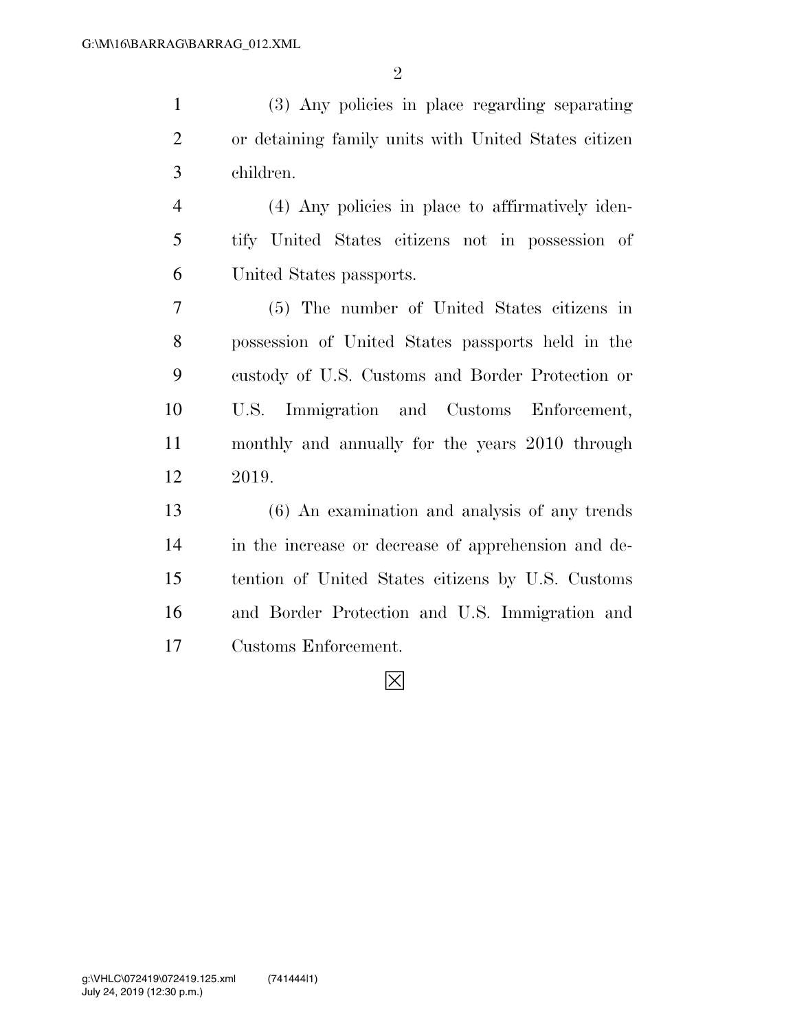(3) Any policies in place regarding separating or detaining family units with United States citizen children.

(4) Any policies in place to affirmatively identify United States citizens not in possession of United States passports.

(5) The number of United States citizens in possession of United States passports held in the custody of U.S. Customs and Border Protection or U.S. Immigration and Customs Enforcement, monthly and annually for the years 2010 through 2019.

(6) An examination and analysis of any trends in the increase or decrease of apprehension and detention of United States citizens by U.S. Customs and Border Protection and U.S. Immigration and Customs Enforcement.